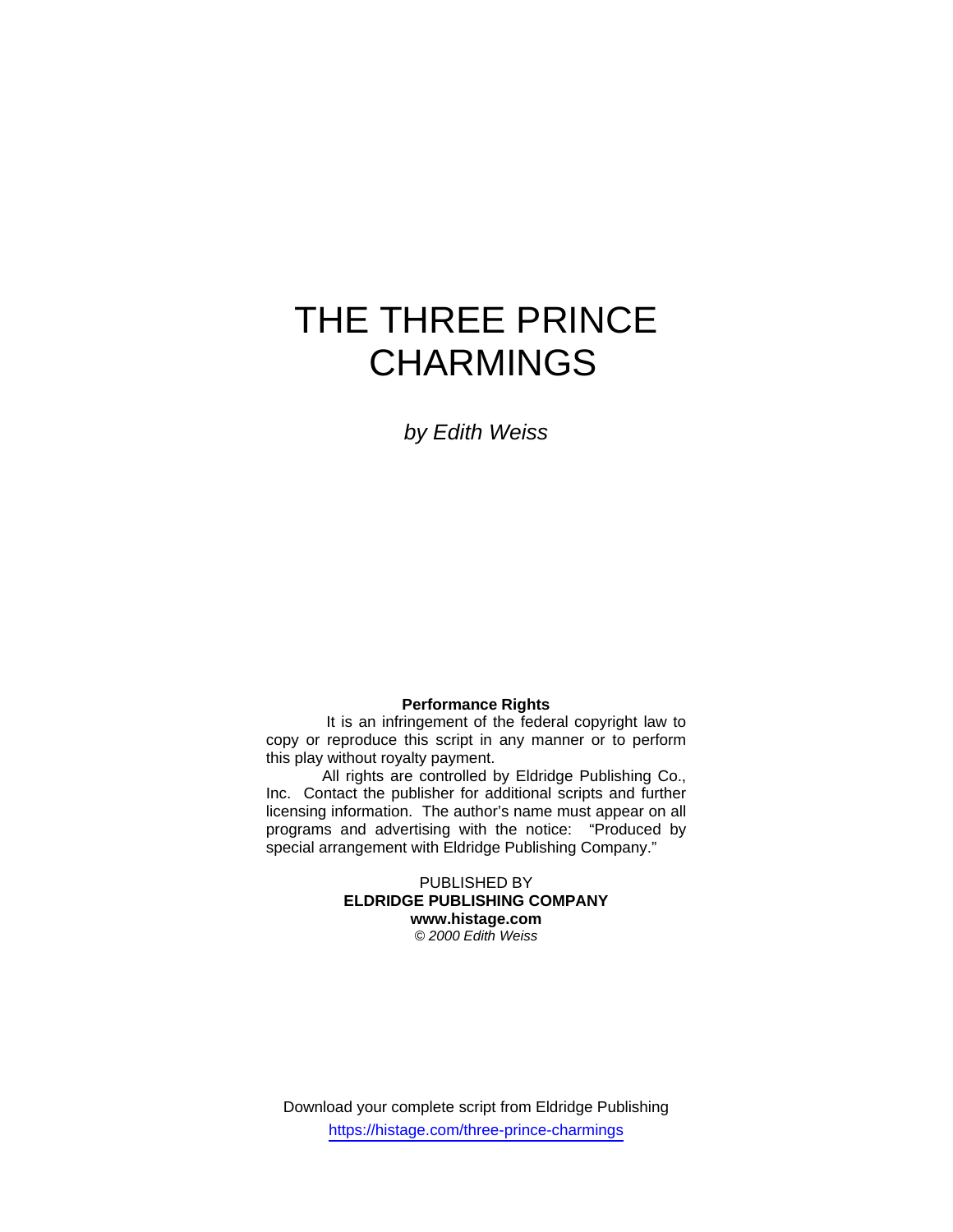# THE THREE PRINCE CHARMINGS

*by Edith Weiss*

**Performance Rights**

It is an infringement of the federal copyright law to copy or reproduce this script in any manner or to perform this play without royalty payment.

All rights are controlled by Eldridge Publishing Co., Inc. Contact the publisher for additional scripts and further licensing information. The author's name must appear on all programs and advertising with the notice: "Produced by special arrangement with Eldridge Publishing Company."

PUBLISHED BY
**ELDRIDGE PUBLISHING COMPANY**
**www.histage.com**
*© 2000 Edith Weiss*

Download your complete script from Eldridge Publishing
https://histage.com/three-prince-charmings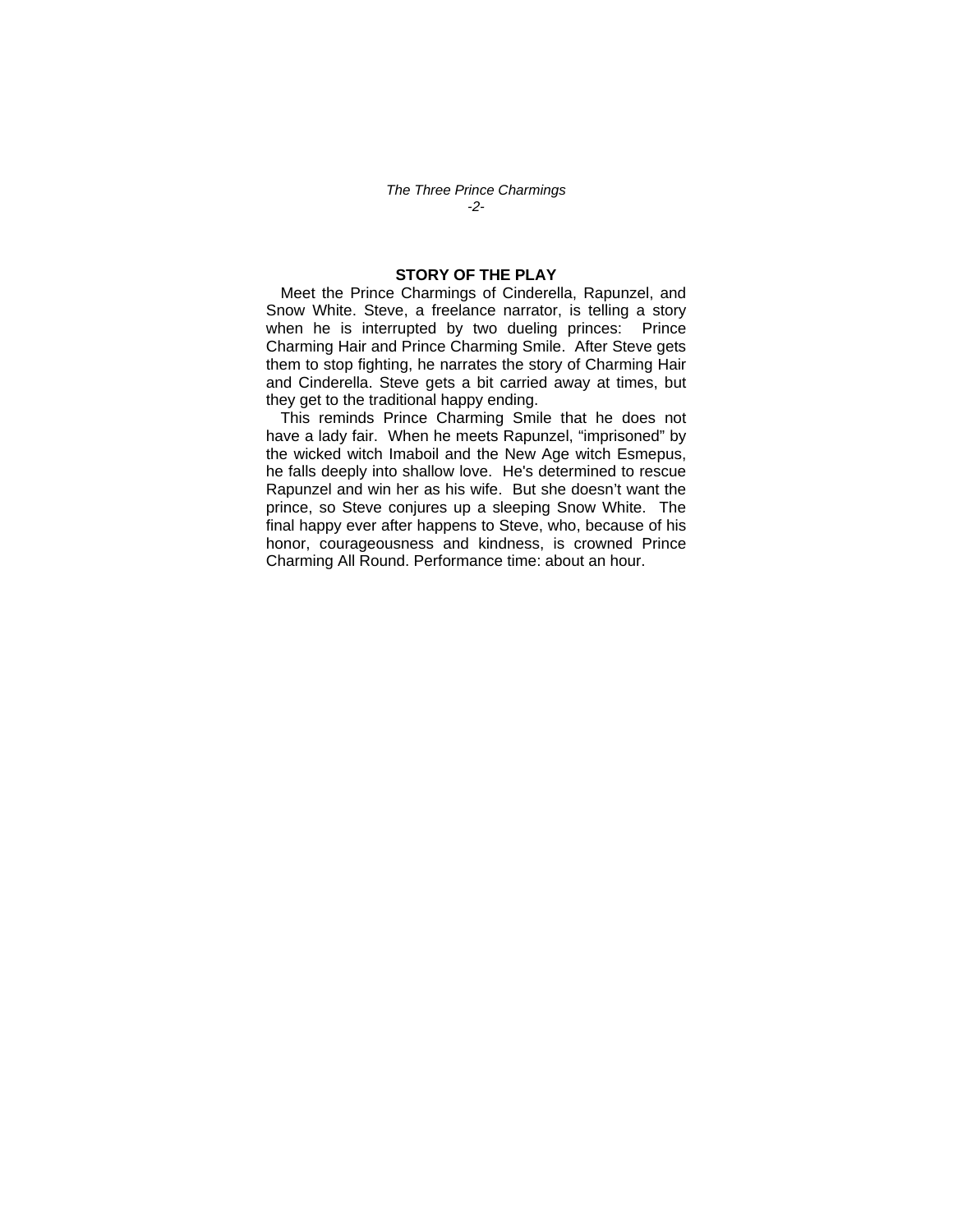## STORY OF THE PLAY

Meet the Prince Charmings of Cinderella, Rapunzel, and Snow White. Steve, a freelance narrator, is telling a story when he is interrupted by two dueling princes: Prince Charming Hair and Prince Charming Smile. After Steve gets them to stop fighting, he narrates the story of Charming Hair and Cinderella. Steve gets a bit carried away at times, but they get to the traditional happy ending.

This reminds Prince Charming Smile that he does not have a lady fair. When he meets Rapunzel, "imprisoned" by the wicked witch Imaboil and the New Age witch Esmepus, he falls deeply into shallow love. He's determined to rescue Rapunzel and win her as his wife. But she doesn't want the prince, so Steve conjures up a sleeping Snow White. The final happy ever after happens to Steve, who, because of his honor, courageousness and kindness, is crowned Prince Charming All Round. Performance time: about an hour.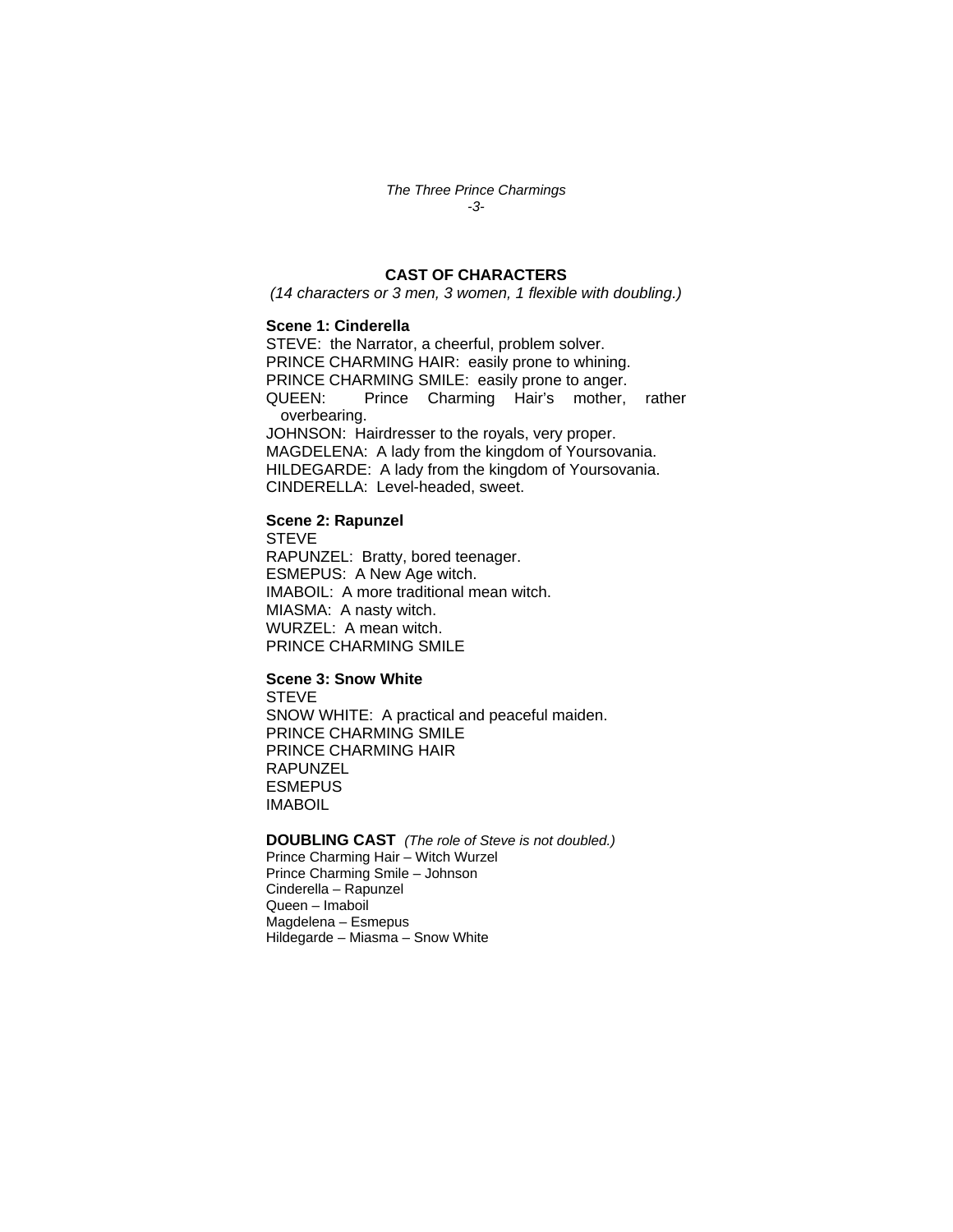## CAST OF CHARACTERS

*(14 characters or 3 men, 3 women, 1 flexible with doubling.)*

**Scene 1: Cinderella**

STEVE: the Narrator, a cheerful, problem solver.
PRINCE CHARMING HAIR: easily prone to whining.
PRINCE CHARMING SMILE: easily prone to anger.
QUEEN: Prince Charming Hair's mother, rather overbearing.
JOHNSON: Hairdresser to the royals, very proper.
MAGDELENA: A lady from the kingdom of Yoursovania.
HILDEGARDE: A lady from the kingdom of Yoursovania.
CINDERELLA: Level-headed, sweet.

**Scene 2: Rapunzel**

STEVE
RAPUNZEL: Bratty, bored teenager.
ESMEPUS: A New Age witch.
IMABOIL: A more traditional mean witch.
MIASMA: A nasty witch.
WURZEL: A mean witch.
PRINCE CHARMING SMILE

**Scene 3: Snow White**

STEVE
SNOW WHITE: A practical and peaceful maiden.
PRINCE CHARMING SMILE
PRINCE CHARMING HAIR
RAPUNZEL
ESMEPUS
IMABOIL

**DOUBLING CAST** *(The role of Steve is not doubled.)*

Prince Charming Hair – Witch Wurzel
Prince Charming Smile – Johnson
Cinderella – Rapunzel
Queen – Imaboil
Magdelena – Esmepus
Hildegarde – Miasma – Snow White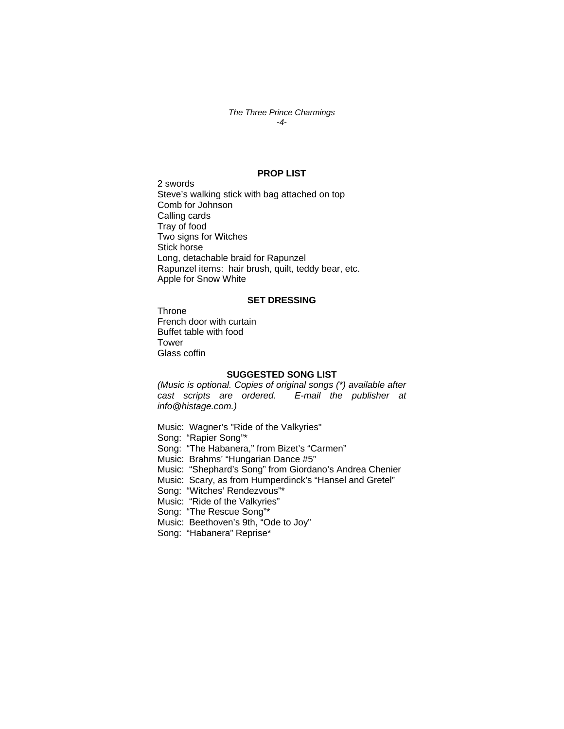## PROP LIST

2 swords
Steve's walking stick with bag attached on top
Comb for Johnson
Calling cards
Tray of food
Two signs for Witches
Stick horse
Long, detachable braid for Rapunzel
Rapunzel items: hair brush, quilt, teddy bear, etc.
Apple for Snow White

## SET DRESSING

Throne
French door with curtain
Buffet table with food
Tower
Glass coffin

## SUGGESTED SONG LIST

*(Music is optional. Copies of original songs (*) available after cast scripts are ordered. E-mail the publisher at info@histage.com.)*

Music: Wagner's "Ride of the Valkyries"
Song: "Rapier Song"*
Song: "The Habanera," from Bizet's "Carmen"
Music: Brahms' "Hungarian Dance #5"
Music: "Shephard's Song" from Giordano's Andrea Chenier
Music: Scary, as from Humperdinck's "Hansel and Gretel"
Song: "Witches' Rendezvous"*
Music: "Ride of the Valkyries"
Song: "The Rescue Song"*
Music: Beethoven's 9th, "Ode to Joy"
Song: "Habanera" Reprise*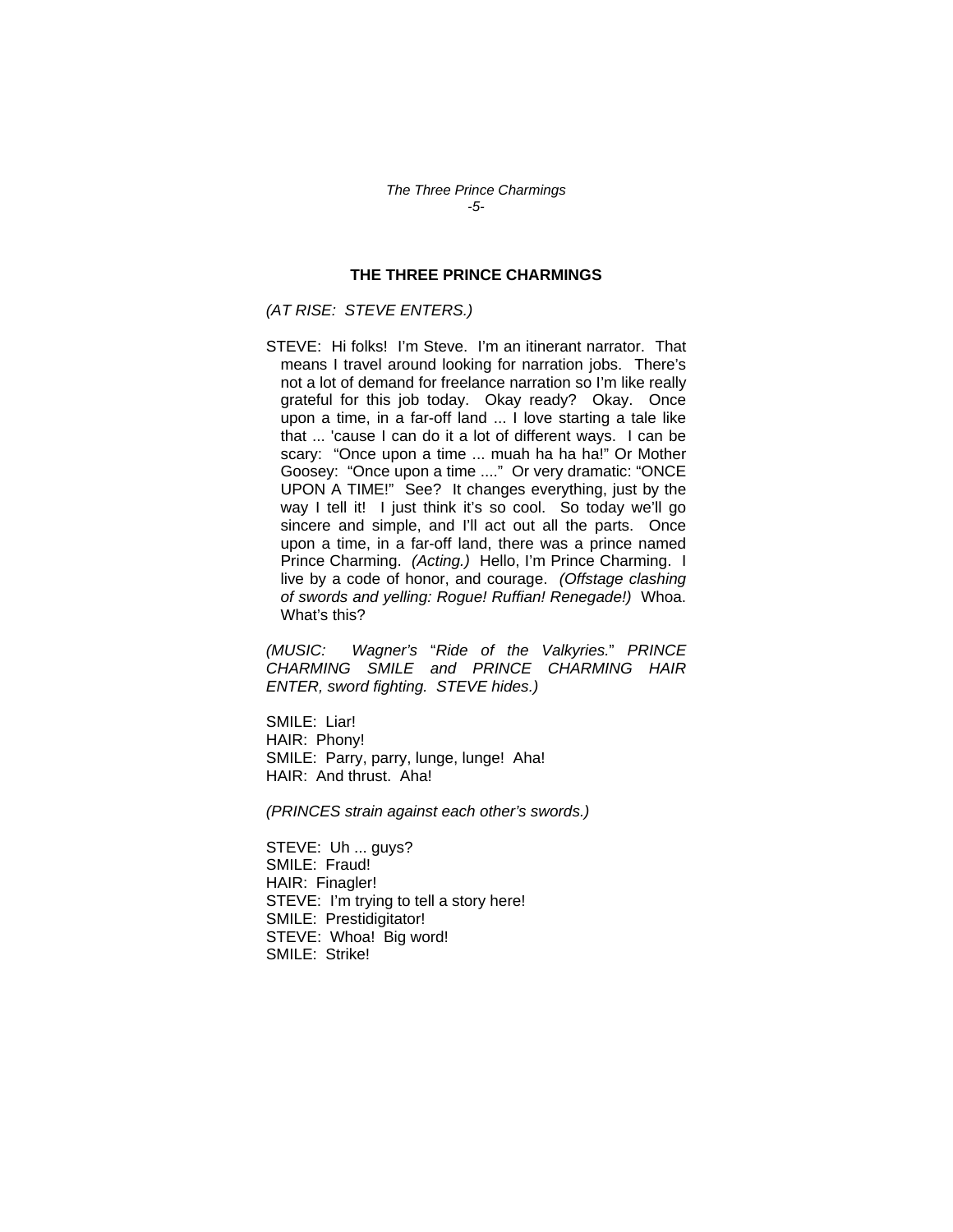## THE THREE PRINCE CHARMINGS

*(AT RISE: STEVE ENTERS.)*

STEVE: Hi folks! I'm Steve. I'm an itinerant narrator. That means I travel around looking for narration jobs. There's not a lot of demand for freelance narration so I'm like really grateful for this job today. Okay ready? Okay. Once upon a time, in a far-off land ... I love starting a tale like that ... 'cause I can do it a lot of different ways. I can be scary: "Once upon a time ... muah ha ha ha!" Or Mother Goosey: "Once upon a time ...." Or very dramatic: "ONCE UPON A TIME!" See? It changes everything, just by the way I tell it! I just think it's so cool. So today we'll go sincere and simple, and I'll act out all the parts. Once upon a time, in a far-off land, there was a prince named Prince Charming. *(Acting.)* Hello, I'm Prince Charming. I live by a code of honor, and courage. *(Offstage clashing of swords and yelling: Rogue! Ruffian! Renegade!)* Whoa. What's this?

*(MUSIC: Wagner's "Ride of the Valkyries." PRINCE CHARMING SMILE and PRINCE CHARMING HAIR ENTER, sword fighting. STEVE hides.)*

SMILE: Liar!
HAIR: Phony!
SMILE: Parry, parry, lunge, lunge! Aha!
HAIR: And thrust. Aha!

*(PRINCES strain against each other's swords.)*

STEVE: Uh ... guys?
SMILE: Fraud!
HAIR: Finagler!
STEVE: I'm trying to tell a story here!
SMILE: Prestidigitator!
STEVE: Whoa! Big word!
SMILE: Strike!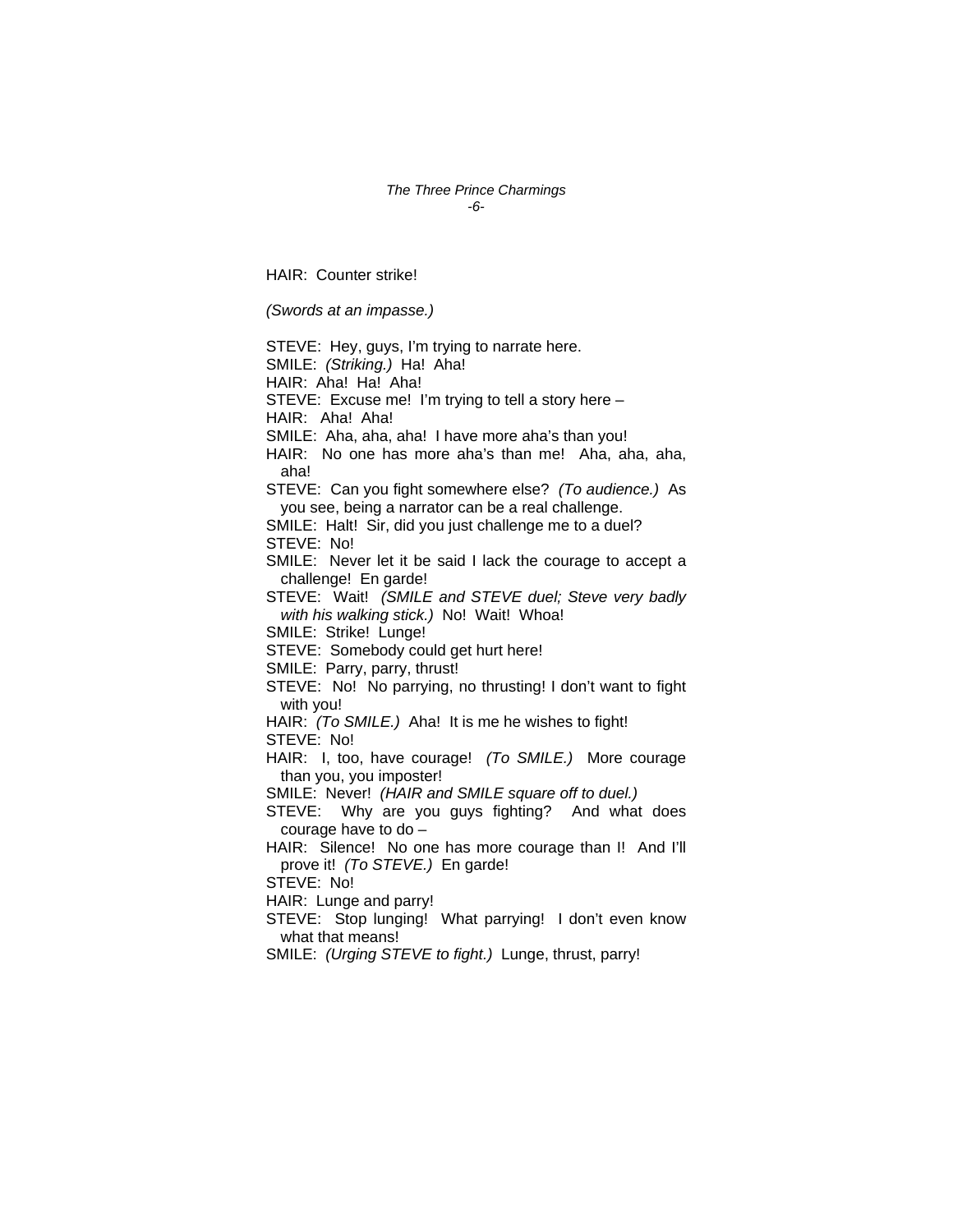HAIR: Counter strike!

*(Swords at an impasse.)*

STEVE: Hey, guys, I'm trying to narrate here.

SMILE: *(Striking.)* Ha! Aha!

HAIR: Aha! Ha! Aha!

STEVE: Excuse me! I'm trying to tell a story here –

HAIR: Aha! Aha!

SMILE: Aha, aha, aha! I have more aha's than you!

HAIR: No one has more aha's than me! Aha, aha, aha, aha!

STEVE: Can you fight somewhere else? *(To audience.)* As you see, being a narrator can be a real challenge.

SMILE: Halt! Sir, did you just challenge me to a duel?

STEVE: No!

SMILE: Never let it be said I lack the courage to accept a challenge! En garde!

STEVE: Wait! *(SMILE and STEVE duel; Steve very badly with his walking stick.)* No! Wait! Whoa!

SMILE: Strike! Lunge!

STEVE: Somebody could get hurt here!

SMILE: Parry, parry, thrust!

STEVE: No! No parrying, no thrusting! I don't want to fight with you!

HAIR: *(To SMILE.)* Aha! It is me he wishes to fight!

STEVE: No!

HAIR: I, too, have courage! *(To SMILE.)* More courage than you, you imposter!

SMILE: Never! *(HAIR and SMILE square off to duel.)*

STEVE: Why are you guys fighting? And what does courage have to do –

HAIR: Silence! No one has more courage than I! And I'll prove it! *(To STEVE.)* En garde!

STEVE: No!

HAIR: Lunge and parry!

STEVE: Stop lunging! What parrying! I don't even know what that means!

SMILE: *(Urging STEVE to fight.)* Lunge, thrust, parry!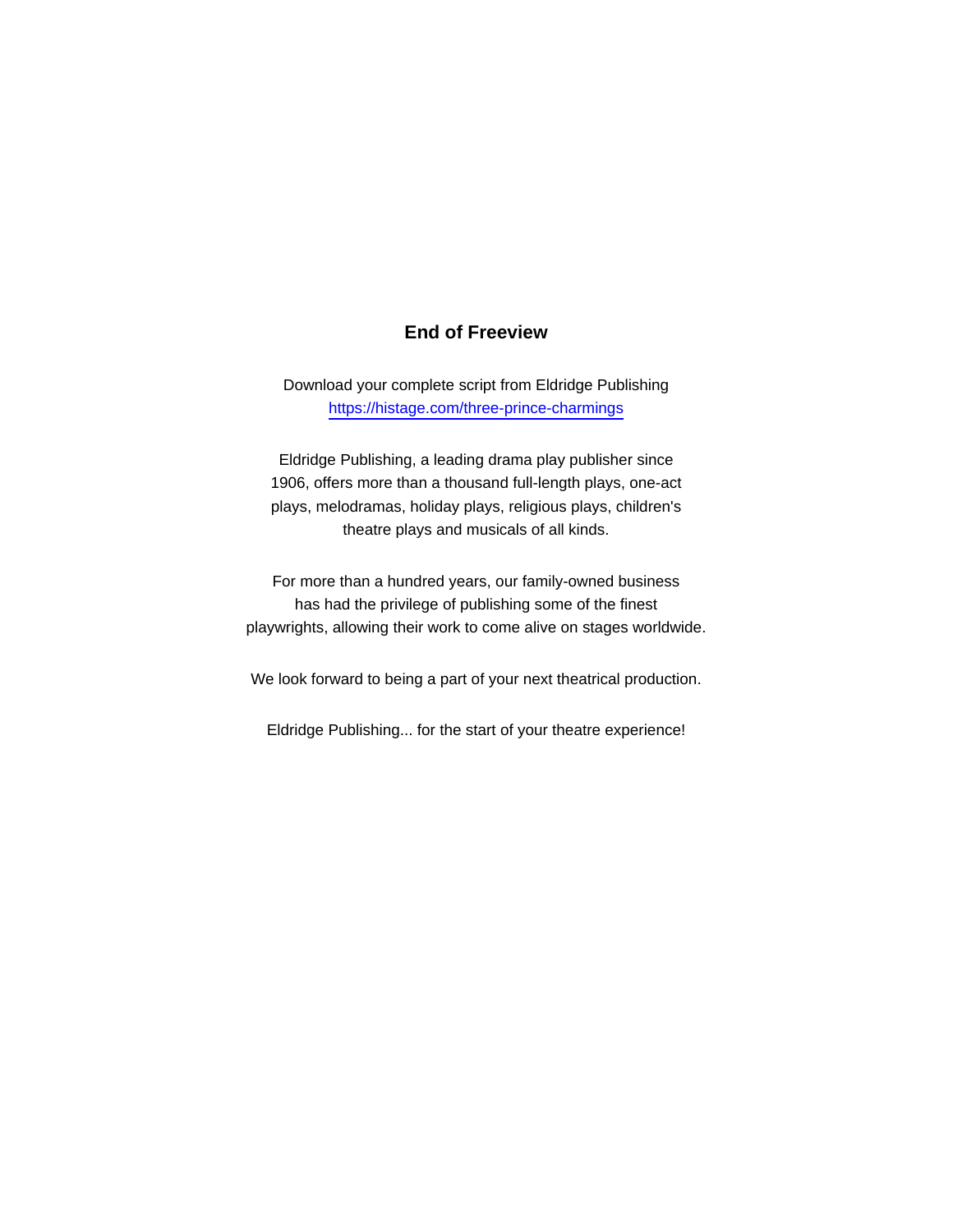## End of Freeview

Download your complete script from Eldridge Publishing
https://histage.com/three-prince-charmings

Eldridge Publishing, a leading drama play publisher since 1906, offers more than a thousand full-length plays, one-act plays, melodramas, holiday plays, religious plays, children's theatre plays and musicals of all kinds.

For more than a hundred years, our family-owned business has had the privilege of publishing some of the finest playwrights, allowing their work to come alive on stages worldwide.

We look forward to being a part of your next theatrical production.

Eldridge Publishing... for the start of your theatre experience!